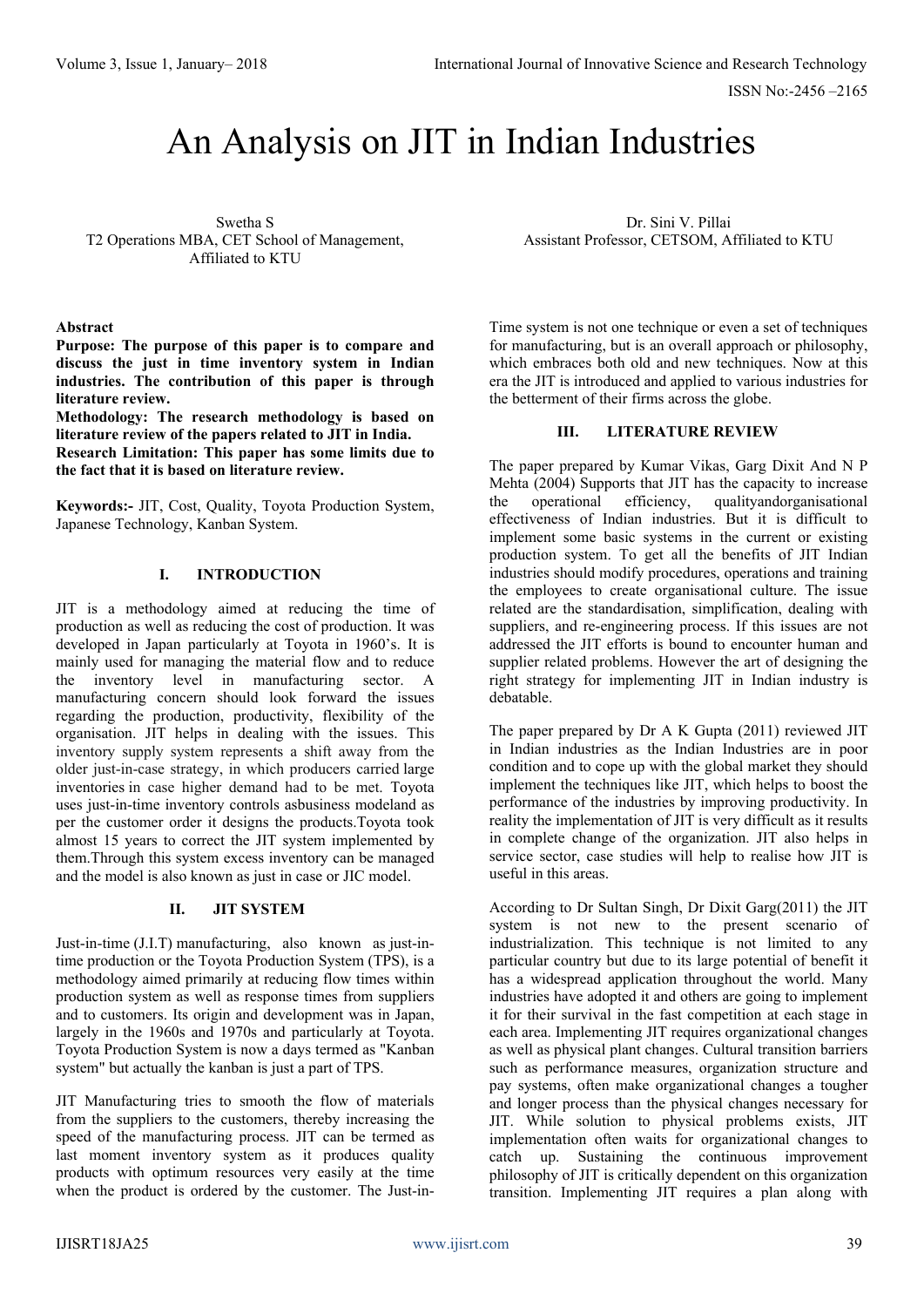# An Analysis on JIT in Indian Industries

Swetha S
T2 Operations MBA, CET School of Management,
Affiliated to KTU

Dr. Sini V. Pillai
Assistant Professor, CETSOM, Affiliated to KTU

**Abstract**

**Purpose: The purpose of this paper is to compare and discuss the just in time inventory system in Indian industries. The contribution of this paper is through literature review.**

**Methodology: The research methodology is based on literature review of the papers related to JIT in India.**

**Research Limitation: This paper has some limits due to the fact that it is based on literature review.**

**Keywords:-** JIT, Cost, Quality, Toyota Production System, Japanese Technology, Kanban System.

## I. INTRODUCTION

JIT is a methodology aimed at reducing the time of production as well as reducing the cost of production. It was developed in Japan particularly at Toyota in 1960's. It is mainly used for managing the material flow and to reduce the inventory level in manufacturing sector. A manufacturing concern should look forward the issues regarding the production, productivity, flexibility of the organisation. JIT helps in dealing with the issues. This inventory supply system represents a shift away from the older just-in-case strategy, in which producers carried large inventories in case higher demand had to be met. Toyota uses just-in-time inventory controls asbusiness modeland as per the customer order it designs the products.Toyota took almost 15 years to correct the JIT system implemented by them.Through this system excess inventory can be managed and the model is also known as just in case or JIC model.

## II. JIT SYSTEM

Just-in-time (J.I.T) manufacturing, also known as just-in-time production or the Toyota Production System (TPS), is a methodology aimed primarily at reducing flow times within production system as well as response times from suppliers and to customers. Its origin and development was in Japan, largely in the 1960s and 1970s and particularly at Toyota. Toyota Production System is now a days termed as "Kanban system" but actually the kanban is just a part of TPS.

JIT Manufacturing tries to smooth the flow of materials from the suppliers to the customers, thereby increasing the speed of the manufacturing process. JIT can be termed as last moment inventory system as it produces quality products with optimum resources very easily at the time when the product is ordered by the customer. The Just-in-Time system is not one technique or even a set of techniques for manufacturing, but is an overall approach or philosophy, which embraces both old and new techniques. Now at this era the JIT is introduced and applied to various industries for the betterment of their firms across the globe.

## III. LITERATURE REVIEW

The paper prepared by Kumar Vikas, Garg Dixit And N P Mehta (2004) Supports that JIT has the capacity to increase the operational efficiency, qualityandorganisational effectiveness of Indian industries. But it is difficult to implement some basic systems in the current or existing production system. To get all the benefits of JIT Indian industries should modify procedures, operations and training the employees to create organisational culture. The issue related are the standardisation, simplification, dealing with suppliers, and re-engineering process. If this issues are not addressed the JIT efforts is bound to encounter human and supplier related problems. However the art of designing the right strategy for implementing JIT in Indian industry is debatable.

The paper prepared by Dr A K Gupta (2011) reviewed JIT in Indian industries as the Indian Industries are in poor condition and to cope up with the global market they should implement the techniques like JIT, which helps to boost the performance of the industries by improving productivity. In reality the implementation of JIT is very difficult as it results in complete change of the organization. JIT also helps in service sector, case studies will help to realise how JIT is useful in this areas.

According to Dr Sultan Singh, Dr Dixit Garg(2011) the JIT system is not new to the present scenario of industrialization. This technique is not limited to any particular country but due to its large potential of benefit it has a widespread application throughout the world. Many industries have adopted it and others are going to implement it for their survival in the fast competition at each stage in each area. Implementing JIT requires organizational changes as well as physical plant changes. Cultural transition barriers such as performance measures, organization structure and pay systems, often make organizational changes a tougher and longer process than the physical changes necessary for JIT. While solution to physical problems exists, JIT implementation often waits for organizational changes to catch up. Sustaining the continuous improvement philosophy of JIT is critically dependent on this organization transition. Implementing JIT requires a plan along with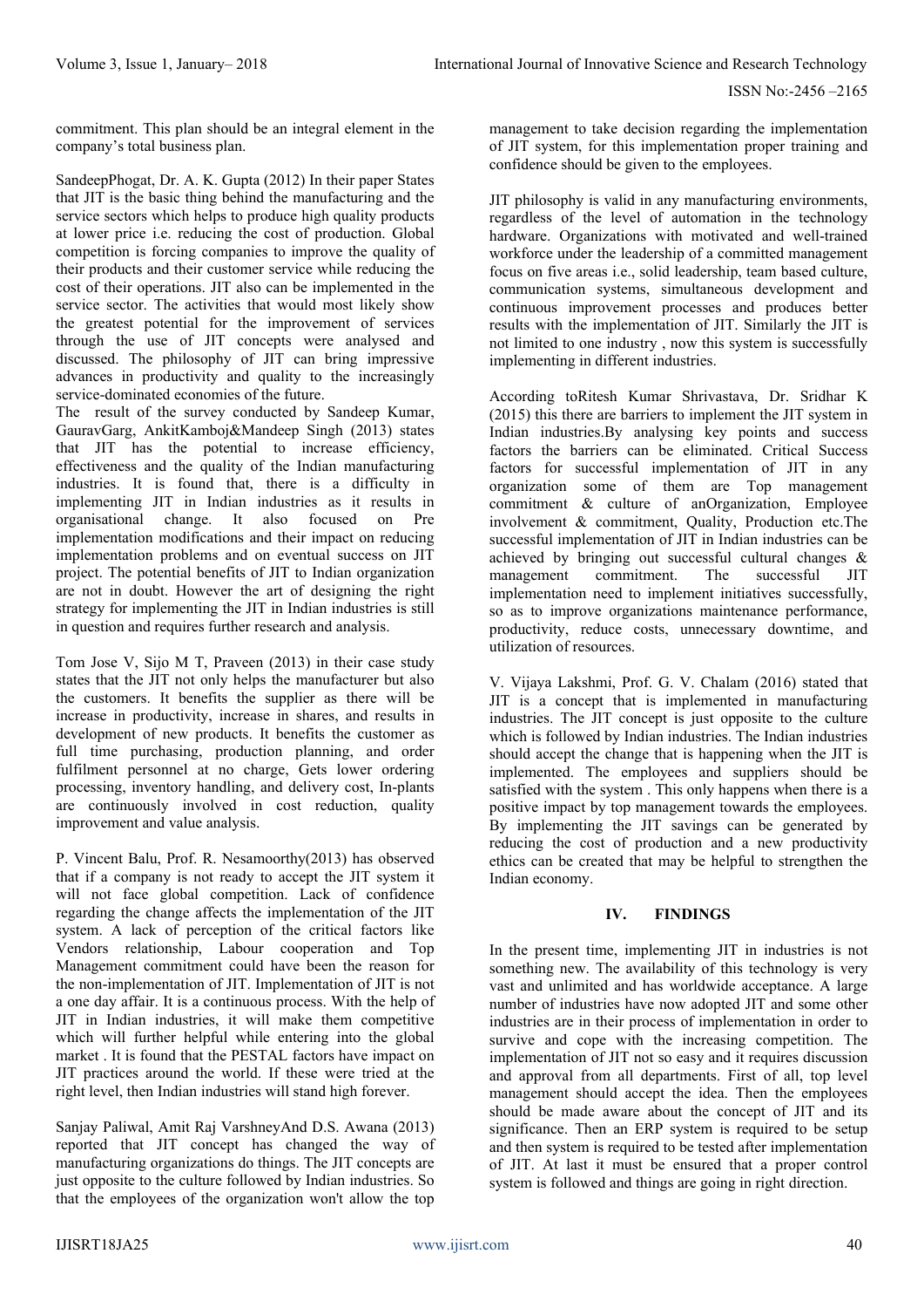commitment. This plan should be an integral element in the company's total business plan.

SandeepPhogat, Dr. A. K. Gupta (2012) In their paper States that JIT is the basic thing behind the manufacturing and the service sectors which helps to produce high quality products at lower price i.e. reducing the cost of production. Global competition is forcing companies to improve the quality of their products and their customer service while reducing the cost of their operations. JIT also can be implemented in the service sector. The activities that would most likely show the greatest potential for the improvement of services through the use of JIT concepts were analysed and discussed. The philosophy of JIT can bring impressive advances in productivity and quality to the increasingly service-dominated economies of the future.

The result of the survey conducted by Sandeep Kumar, GauravGarg, AnkitKamboj&Mandeep Singh (2013) states that JIT has the potential to increase efficiency, effectiveness and the quality of the Indian manufacturing industries. It is found that, there is a difficulty in implementing JIT in Indian industries as it results in organisational change. It also focused on Pre implementation modifications and their impact on reducing implementation problems and on eventual success on JIT project. The potential benefits of JIT to Indian organization are not in doubt. However the art of designing the right strategy for implementing the JIT in Indian industries is still in question and requires further research and analysis.

Tom Jose V, Sijo M T, Praveen (2013) in their case study states that the JIT not only helps the manufacturer but also the customers. It benefits the supplier as there will be increase in productivity, increase in shares, and results in development of new products. It benefits the customer as full time purchasing, production planning, and order fulfilment personnel at no charge, Gets lower ordering processing, inventory handling, and delivery cost, In-plants are continuously involved in cost reduction, quality improvement and value analysis.

P. Vincent Balu, Prof. R. Nesamoorthy(2013) has observed that if a company is not ready to accept the JIT system it will not face global competition. Lack of confidence regarding the change affects the implementation of the JIT system. A lack of perception of the critical factors like Vendors relationship, Labour cooperation and Top Management commitment could have been the reason for the non-implementation of JIT. Implementation of JIT is not a one day affair. It is a continuous process. With the help of JIT in Indian industries, it will make them competitive which will further helpful while entering into the global market . It is found that the PESTAL factors have impact on JIT practices around the world. If these were tried at the right level, then Indian industries will stand high forever.

Sanjay Paliwal, Amit Raj VarshneyAnd D.S. Awana (2013) reported that JIT concept has changed the way of manufacturing organizations do things. The JIT concepts are just opposite to the culture followed by Indian industries. So that the employees of the organization won't allow the top management to take decision regarding the implementation of JIT system, for this implementation proper training and confidence should be given to the employees.

JIT philosophy is valid in any manufacturing environments, regardless of the level of automation in the technology hardware. Organizations with motivated and well-trained workforce under the leadership of a committed management focus on five areas i.e., solid leadership, team based culture, communication systems, simultaneous development and continuous improvement processes and produces better results with the implementation of JIT. Similarly the JIT is not limited to one industry , now this system is successfully implementing in different industries.

According toRitesh Kumar Shrivastava, Dr. Sridhar K (2015) this there are barriers to implement the JIT system in Indian industries.By analysing key points and success factors the barriers can be eliminated. Critical Success factors for successful implementation of JIT in any organization some of them are Top management commitment & culture of anOrganization, Employee involvement & commitment, Quality, Production etc.The successful implementation of JIT in Indian industries can be achieved by bringing out successful cultural changes & management commitment. The successful JIT implementation need to implement initiatives successfully, so as to improve organizations maintenance performance, productivity, reduce costs, unnecessary downtime, and utilization of resources.

V. Vijaya Lakshmi, Prof. G. V. Chalam (2016) stated that JIT is a concept that is implemented in manufacturing industries. The JIT concept is just opposite to the culture which is followed by Indian industries. The Indian industries should accept the change that is happening when the JIT is implemented. The employees and suppliers should be satisfied with the system . This only happens when there is a positive impact by top management towards the employees. By implementing the JIT savings can be generated by reducing the cost of production and a new productivity ethics can be created that may be helpful to strengthen the Indian economy.

## IV. FINDINGS

In the present time, implementing JIT in industries is not something new. The availability of this technology is very vast and unlimited and has worldwide acceptance. A large number of industries have now adopted JIT and some other industries are in their process of implementation in order to survive and cope with the increasing competition. The implementation of JIT not so easy and it requires discussion and approval from all departments. First of all, top level management should accept the idea. Then the employees should be made aware about the concept of JIT and its significance. Then an ERP system is required to be setup and then system is required to be tested after implementation of JIT. At last it must be ensured that a proper control system is followed and things are going in right direction.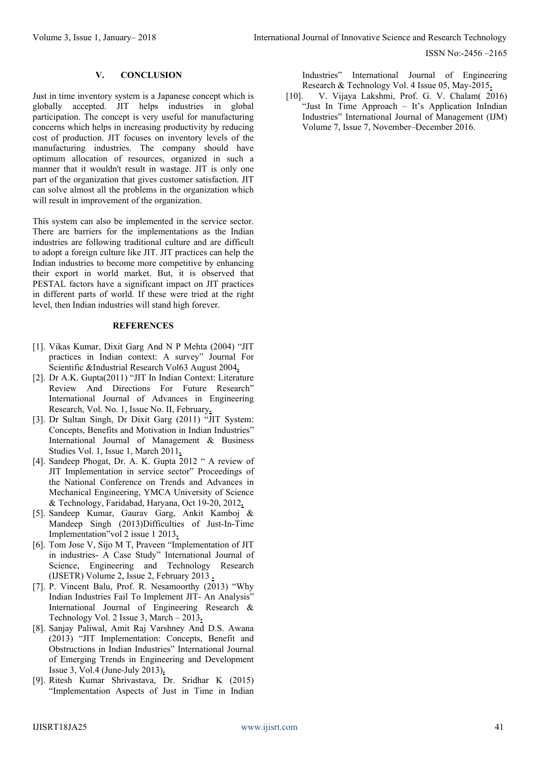## V. CONCLUSION

Just in time inventory system is a Japanese concept which is globally accepted. JIT helps industries in global participation. The concept is very useful for manufacturing concerns which helps in increasing productivity by reducing cost of production. JIT focuses on inventory levels of the manufacturing industries. The company should have optimum allocation of resources, organized in such a manner that it wouldn't result in wastage. JIT is only one part of the organization that gives customer satisfaction. JIT can solve almost all the problems in the organization which will result in improvement of the organization.

This system can also be implemented in the service sector. There are barriers for the implementations as the Indian industries are following traditional culture and are difficult to adopt a foreign culture like JIT. JIT practices can help the Indian industries to become more competitive by enhancing their export in world market. But, it is observed that PESTAL factors have a significant impact on JIT practices in different parts of world. If these were tried at the right level, then Indian industries will stand high forever.

## REFERENCES

[1]. Vikas Kumar, Dixit Garg And N P Mehta (2004) "JIT practices in Indian context: A survey" Journal For Scientific &Industrial Research Vol63 August 2004**.**

[2]. Dr A.K. Gupta(2011) "JIT In Indian Context: Literature Review And Directions For Future Research" International Journal of Advances in Engineering Research, Vol. No. 1, Issue No. II, February**.**

[3]. Dr Sultan Singh, Dr Dixit Garg (2011) "JIT System: Concepts, Benefits and Motivation in Indian Industries" International Journal of Management & Business Studies Vol. 1, Issue 1, March 2011**.**

[4]. Sandeep Phogat, Dr. A. K. Gupta 2012 " A review of JIT Implementation in service sector" Proceedings of the National Conference on Trends and Advances in Mechanical Engineering, YMCA University of Science & Technology, Faridabad, Haryana, Oct 19-20, 2012**.**

[5]. Sandeep Kumar, Gaurav Garg, Ankit Kamboj & Mandeep Singh (2013)Difficulties of Just-In-Time Implementation"vol 2 issue 1 2013**.**

[6]. Tom Jose V, Sijo M T, Praveen "Implementation of JIT in industries- A Case Study" International Journal of Science, Engineering and Technology Research (IJSETR) Volume 2, Issue 2, February 2013 **.**

[7]. P. Vincent Balu, Prof. R. Nesamoorthy (2013) "Why Indian Industries Fail To Implement JIT- An Analysis" International Journal of Engineering Research & Technology Vol. 2 Issue 3, March – 2013**.**

[8]. Sanjay Paliwal, Amit Raj Varshney And D.S. Awana (2013) "JIT Implementation: Concepts, Benefit and Obstructions in Indian Industries" International Journal of Emerging Trends in Engineering and Development Issue 3, Vol.4 (June-July 2013)**.**

[9]. Ritesh Kumar Shrivastava, Dr. Sridhar K (2015) "Implementation Aspects of Just in Time in Indian Industries" International Journal of Engineering Research & Technology Vol. 4 Issue 05, May-2015**.**

[10]. V. Vijaya Lakshmi, Prof. G. V. Chalam( 2016) "Just In Time Approach – It's Application InIndian Industries" International Journal of Management (IJM) Volume 7, Issue 7, November–December 2016.